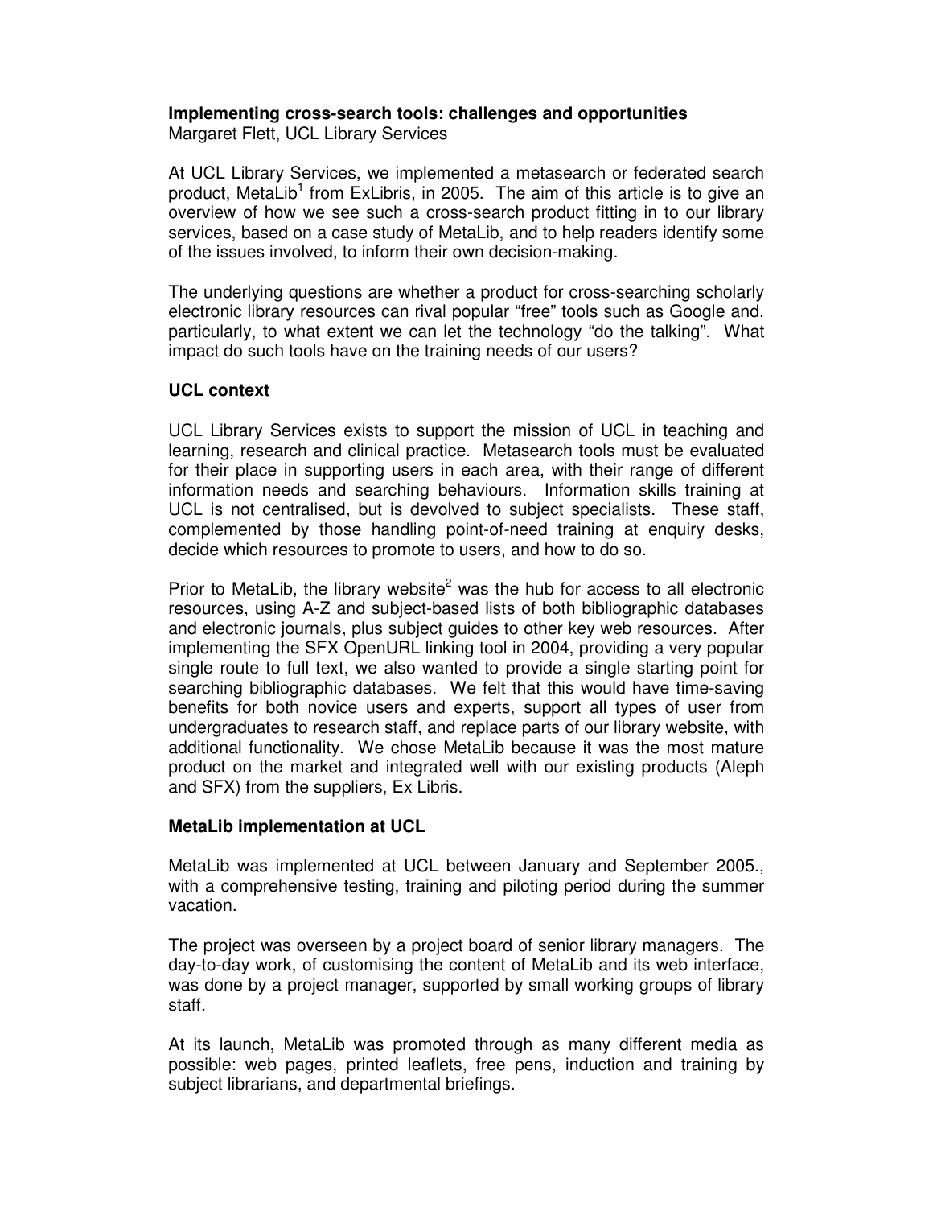# Implementing cross-search tools: challenges and opportunities

Margaret Flett, UCL Library Services

At UCL Library Services, we implemented a metasearch or federated search product, MetaLib[1] from ExLibris, in 2005. The aim of this article is to give an overview of how we see such a cross-search product fitting in to our library services, based on a case study of MetaLib, and to help readers identify some of the issues involved, to inform their own decision-making.

The underlying questions are whether a product for cross-searching scholarly electronic library resources can rival popular "free" tools such as Google and, particularly, to what extent we can let the technology "do the talking". What impact do such tools have on the training needs of our users?

## UCL context

UCL Library Services exists to support the mission of UCL in teaching and learning, research and clinical practice. Metasearch tools must be evaluated for their place in supporting users in each area, with their range of different information needs and searching behaviours. Information skills training at UCL is not centralised, but is devolved to subject specialists. These staff, complemented by those handling point-of-need training at enquiry desks, decide which resources to promote to users, and how to do so.

Prior to MetaLib, the library website[2] was the hub for access to all electronic resources, using A-Z and subject-based lists of both bibliographic databases and electronic journals, plus subject guides to other key web resources. After implementing the SFX OpenURL linking tool in 2004, providing a very popular single route to full text, we also wanted to provide a single starting point for searching bibliographic databases. We felt that this would have time-saving benefits for both novice users and experts, support all types of user from undergraduates to research staff, and replace parts of our library website, with additional functionality. We chose MetaLib because it was the most mature product on the market and integrated well with our existing products (Aleph and SFX) from the suppliers, Ex Libris.

## MetaLib implementation at UCL

MetaLib was implemented at UCL between January and September 2005., with a comprehensive testing, training and piloting period during the summer vacation.

The project was overseen by a project board of senior library managers. The day-to-day work, of customising the content of MetaLib and its web interface, was done by a project manager, supported by small working groups of library staff.

At its launch, MetaLib was promoted through as many different media as possible: web pages, printed leaflets, free pens, induction and training by subject librarians, and departmental briefings.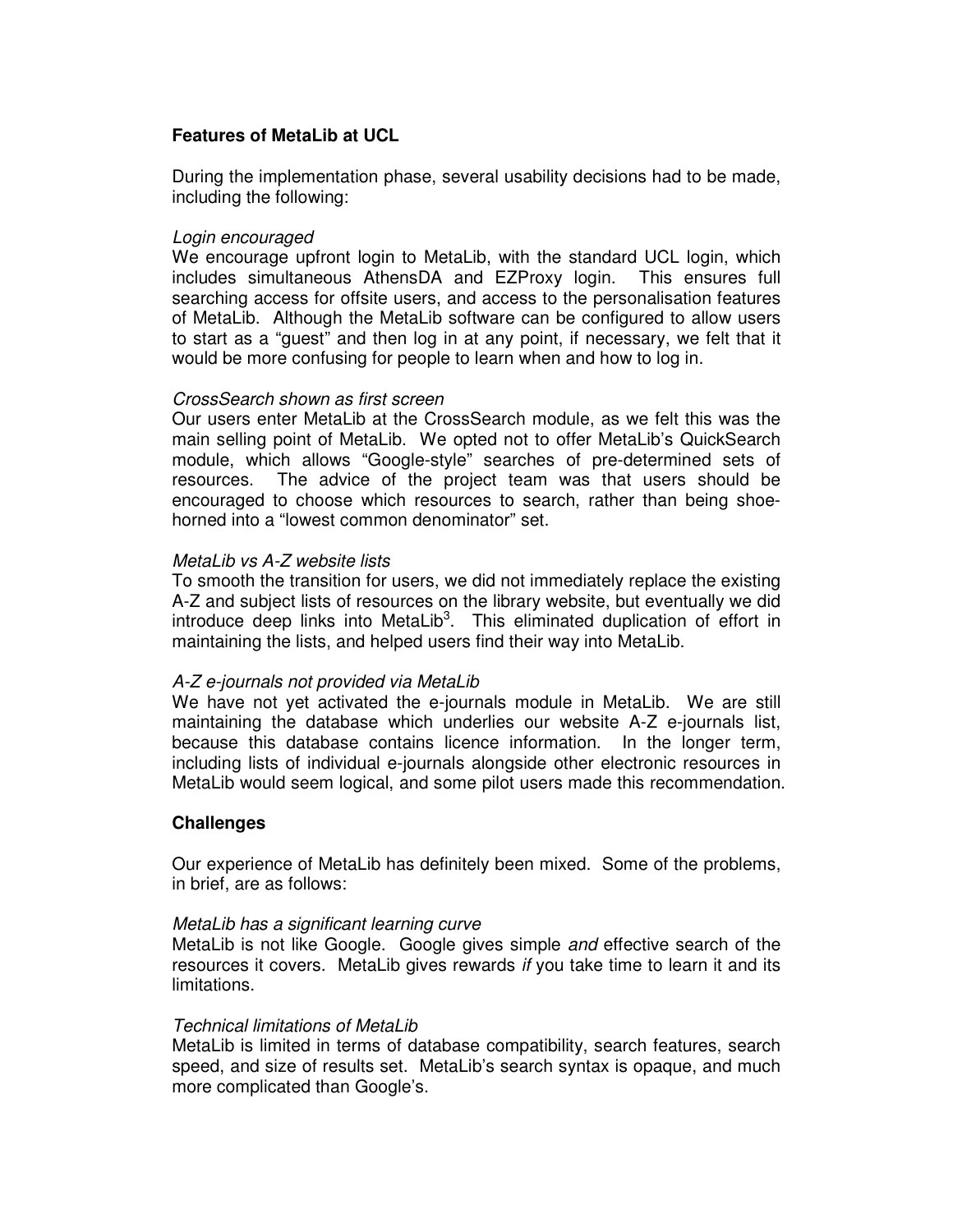## Features of MetaLib at UCL

During the implementation phase, several usability decisions had to be made, including the following:

*Login encouraged*

We encourage upfront login to MetaLib, with the standard UCL login, which includes simultaneous AthensDA and EZProxy login. This ensures full searching access for offsite users, and access to the personalisation features of MetaLib. Although the MetaLib software can be configured to allow users to start as a "guest" and then log in at any point, if necessary, we felt that it would be more confusing for people to learn when and how to log in.

*CrossSearch shown as first screen*

Our users enter MetaLib at the CrossSearch module, as we felt this was the main selling point of MetaLib. We opted not to offer MetaLib's QuickSearch module, which allows "Google-style" searches of pre-determined sets of resources. The advice of the project team was that users should be encouraged to choose which resources to search, rather than being shoe-horned into a "lowest common denominator" set.

*MetaLib vs A-Z website lists*

To smooth the transition for users, we did not immediately replace the existing A-Z and subject lists of resources on the library website, but eventually we did introduce deep links into MetaLib[3]. This eliminated duplication of effort in maintaining the lists, and helped users find their way into MetaLib.

*A-Z e-journals not provided via MetaLib*

We have not yet activated the e-journals module in MetaLib. We are still maintaining the database which underlies our website A-Z e-journals list, because this database contains licence information. In the longer term, including lists of individual e-journals alongside other electronic resources in MetaLib would seem logical, and some pilot users made this recommendation.

## Challenges

Our experience of MetaLib has definitely been mixed. Some of the problems, in brief, are as follows:

*MetaLib has a significant learning curve*

MetaLib is not like Google. Google gives simple *and* effective search of the resources it covers. MetaLib gives rewards *if* you take time to learn it and its limitations.

*Technical limitations of MetaLib*

MetaLib is limited in terms of database compatibility, search features, search speed, and size of results set. MetaLib's search syntax is opaque, and much more complicated than Google's.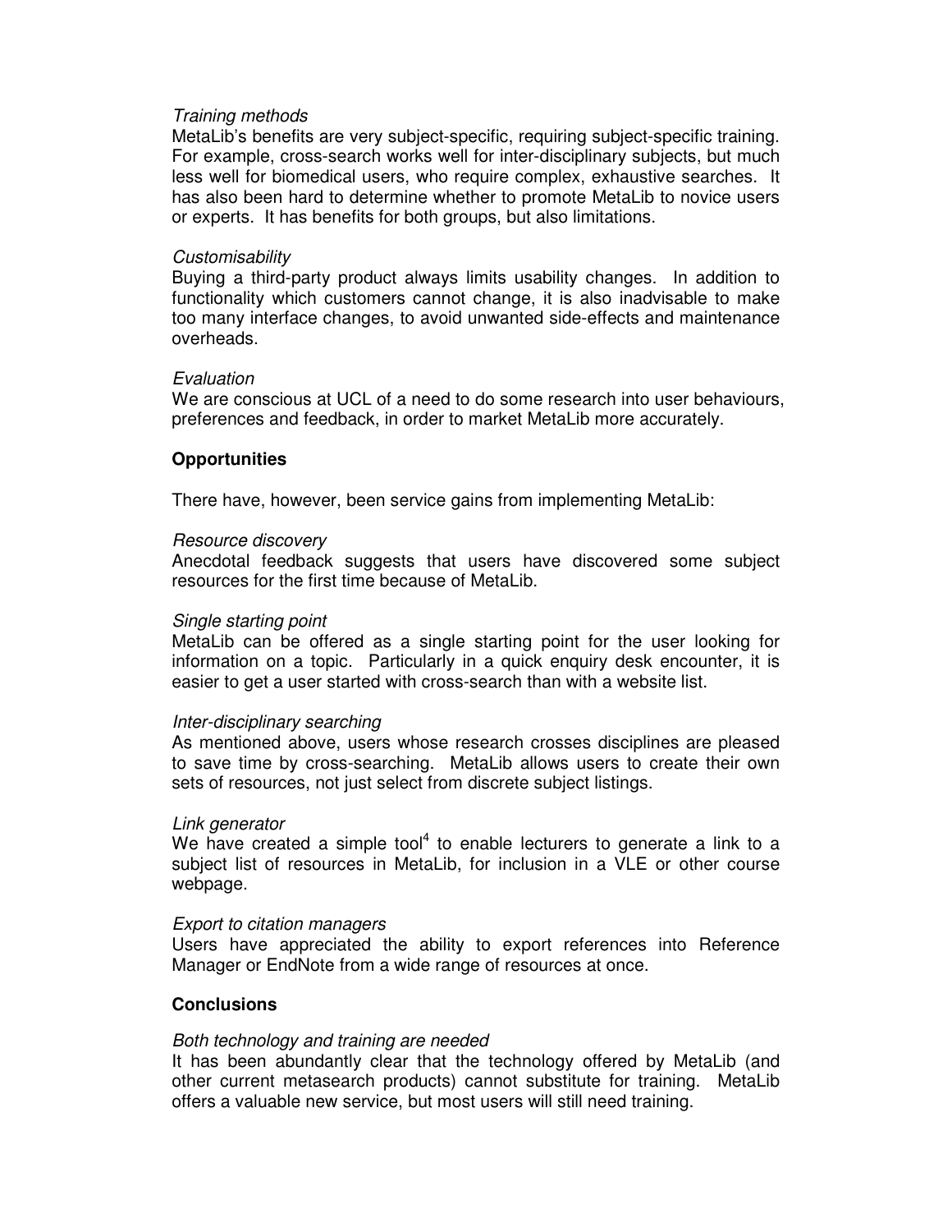*Training methods*
MetaLib's benefits are very subject-specific, requiring subject-specific training. For example, cross-search works well for inter-disciplinary subjects, but much less well for biomedical users, who require complex, exhaustive searches. It has also been hard to determine whether to promote MetaLib to novice users or experts. It has benefits for both groups, but also limitations.

*Customisability*
Buying a third-party product always limits usability changes. In addition to functionality which customers cannot change, it is also inadvisable to make too many interface changes, to avoid unwanted side-effects and maintenance overheads.

*Evaluation*
We are conscious at UCL of a need to do some research into user behaviours, preferences and feedback, in order to market MetaLib more accurately.

**Opportunities**

There have, however, been service gains from implementing MetaLib:

*Resource discovery*
Anecdotal feedback suggests that users have discovered some subject resources for the first time because of MetaLib.

*Single starting point*
MetaLib can be offered as a single starting point for the user looking for information on a topic. Particularly in a quick enquiry desk encounter, it is easier to get a user started with cross-search than with a website list.

*Inter-disciplinary searching*
As mentioned above, users whose research crosses disciplines are pleased to save time by cross-searching. MetaLib allows users to create their own sets of resources, not just select from discrete subject listings.

*Link generator*
We have created a simple tool[4] to enable lecturers to generate a link to a subject list of resources in MetaLib, for inclusion in a VLE or other course webpage.

*Export to citation managers*
Users have appreciated the ability to export references into Reference Manager or EndNote from a wide range of resources at once.

**Conclusions**

*Both technology and training are needed*
It has been abundantly clear that the technology offered by MetaLib (and other current metasearch products) cannot substitute for training. MetaLib offers a valuable new service, but most users will still need training.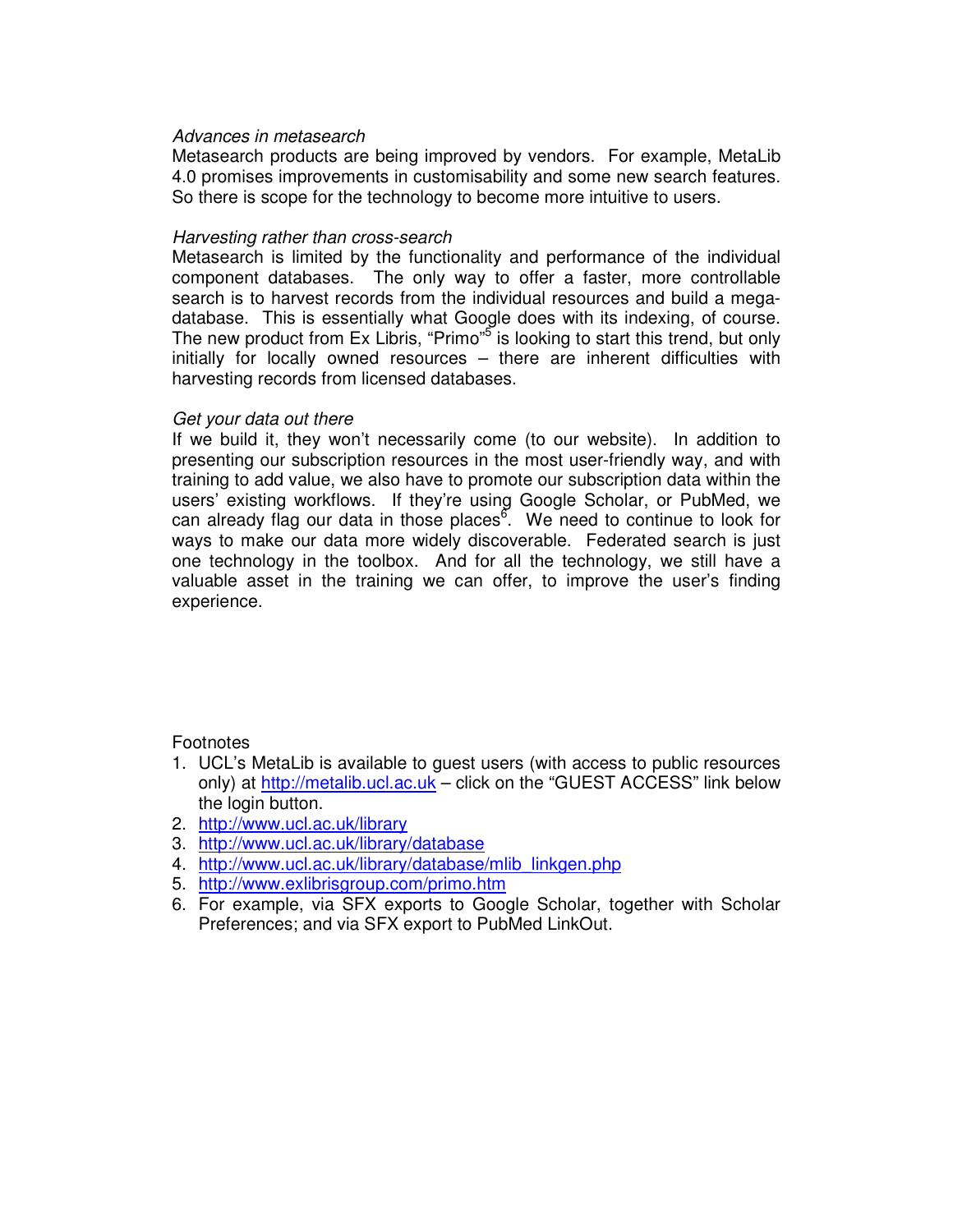*Advances in metasearch*

Metasearch products are being improved by vendors. For example, MetaLib 4.0 promises improvements in customisability and some new search features. So there is scope for the technology to become more intuitive to users.

*Harvesting rather than cross-search*

Metasearch is limited by the functionality and performance of the individual component databases. The only way to offer a faster, more controllable search is to harvest records from the individual resources and build a mega-database. This is essentially what Google does with its indexing, of course. The new product from Ex Libris, "Primo"[5] is looking to start this trend, but only initially for locally owned resources – there are inherent difficulties with harvesting records from licensed databases.

*Get your data out there*

If we build it, they won't necessarily come (to our website). In addition to presenting our subscription resources in the most user-friendly way, and with training to add value, we also have to promote our subscription data within the users' existing workflows. If they're using Google Scholar, or PubMed, we can already flag our data in those places[6]. We need to continue to look for ways to make our data more widely discoverable. Federated search is just one technology in the toolbox. And for all the technology, we still have a valuable asset in the training we can offer, to improve the user's finding experience.

Footnotes

1. UCL's MetaLib is available to guest users (with access to public resources only) at http://metalib.ucl.ac.uk – click on the "GUEST ACCESS" link below the login button.
2. http://www.ucl.ac.uk/library
3. http://www.ucl.ac.uk/library/database
4. http://www.ucl.ac.uk/library/database/mlib_linkgen.php
5. http://www.exlibrisgroup.com/primo.htm
6. For example, via SFX exports to Google Scholar, together with Scholar Preferences; and via SFX export to PubMed LinkOut.